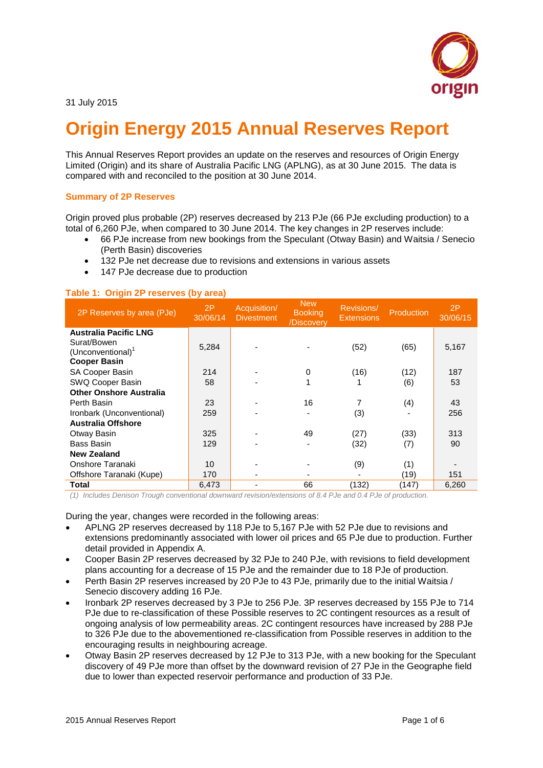31 July 2015

# Origin Energy 2015 Annual Reserves Report

This Annual Reserves Report provides an update on the reserves and resources of Origin Energy Limited (Origin) and its share of Australia Pacific LNG (APLNG), as at 30 June 2015. The data is compared with and reconciled to the position at 30 June 2014.

### Summary of 2P Reserves

Origin proved plus probable (2P) reserves decreased by 213 PJe (66 PJe excluding production) to a total of 6,260 PJe, when compared to 30 June 2014. The key changes in 2P reserves include:

- 66 PJe increase from new bookings from the Speculant (Otway Basin) and Waitsia / Senecio (Perth Basin) discoveries
- 132 PJe net decrease due to revisions and extensions in various assets
- 147 PJe decrease due to production

#### Table 1: Origin 2P reserves (by area)

| 2P Reserves by area (PJe) | 2P 30/06/14 | Acquisition/ Divestment | New Booking /Discovery | Revisions/ Extensions | Production | 2P 30/06/15 |
|---|---|---|---|---|---|---|
| **Australia Pacific LNG** | | | | | | |
| Surat/Bowen (Unconventional)[1] | 5,284 | - | - | (52) | (65) | 5,167 |
| **Cooper Basin** | | | | | | |
| SA Cooper Basin | 214 | - | 0 | (16) | (12) | 187 |
| SWQ Cooper Basin | 58 | - | 1 | 1 | (6) | 53 |
| **Other Onshore Australia** | | | | | | |
| Perth Basin | 23 | - | 16 | 7 | (4) | 43 |
| Ironbark (Unconventional) | 259 | - | - | (3) | - | 256 |
| **Australia Offshore** | | | | | | |
| Otway Basin | 325 | - | 49 | (27) | (33) | 313 |
| Bass Basin | 129 | - | - | (32) | (7) | 90 |
| **New Zealand** | | | | | | |
| Onshore Taranaki | 10 | - | - | (9) | (1) | - |
| Offshore Taranaki (Kupe) | 170 | - | - | - | (19) | 151 |
| **Total** | 6,473 | - | 66 | (132) | (147) | 6,260 |

*(1) Includes Denison Trough conventional downward revision/extensions of 8.4 PJe and 0.4 PJe of production.*

During the year, changes were recorded in the following areas:

- APLNG 2P reserves decreased by 118 PJe to 5,167 PJe with 52 PJe due to revisions and extensions predominantly associated with lower oil prices and 65 PJe due to production. Further detail provided in Appendix A.
- Cooper Basin 2P reserves decreased by 32 PJe to 240 PJe, with revisions to field development plans accounting for a decrease of 15 PJe and the remainder due to 18 PJe of production.
- Perth Basin 2P reserves increased by 20 PJe to 43 PJe, primarily due to the initial Waitsia / Senecio discovery adding 16 PJe.
- Ironbark 2P reserves decreased by 3 PJe to 256 PJe. 3P reserves decreased by 155 PJe to 714 PJe due to re-classification of these Possible reserves to 2C contingent resources as a result of ongoing analysis of low permeability areas. 2C contingent resources have increased by 288 PJe to 326 PJe due to the abovementioned re-classification from Possible reserves in addition to the encouraging results in neighbouring acreage.
- Otway Basin 2P reserves decreased by 12 PJe to 313 PJe, with a new booking for the Speculant discovery of 49 PJe more than offset by the downward revision of 27 PJe in the Geographe field due to lower than expected reservoir performance and production of 33 PJe.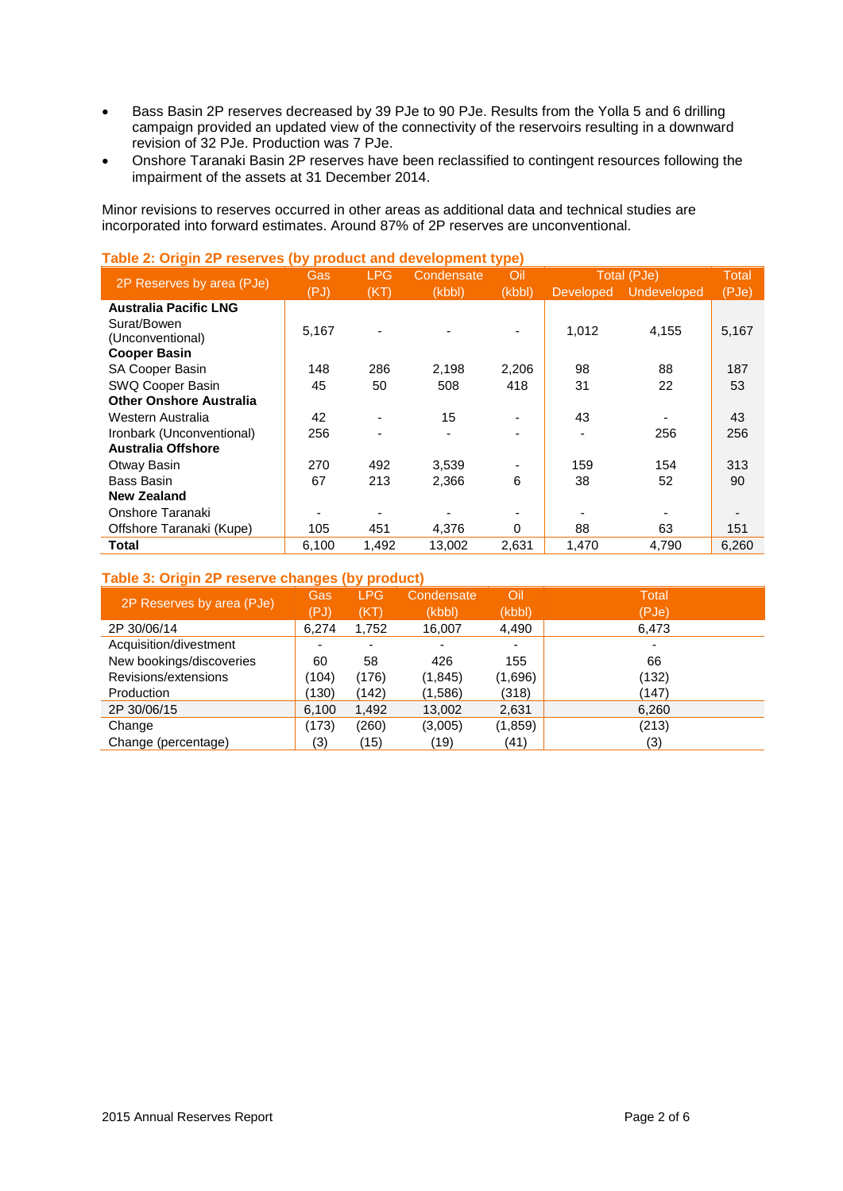- Bass Basin 2P reserves decreased by 39 PJe to 90 PJe. Results from the Yolla 5 and 6 drilling campaign provided an updated view of the connectivity of the reservoirs resulting in a downward revision of 32 PJe. Production was 7 PJe.
- Onshore Taranaki Basin 2P reserves have been reclassified to contingent resources following the impairment of the assets at 31 December 2014.

Minor revisions to reserves occurred in other areas as additional data and technical studies are incorporated into forward estimates. Around 87% of 2P reserves are unconventional.

**Table 2: Origin 2P reserves (by product and development type)**

| 2P Reserves by area (PJe) | Gas (PJ) | LPG (KT) | Condensate (kbbl) | Oil (kbbl) | Total (PJe) | | Total (PJe) |
|---|---|---|---|---|---|---|---|
| | | | | | Developed | Undeveloped | |
| **Australia Pacific LNG** | | | | | | | |
| Surat/Bowen (Unconventional) | 5,167 | - | - | - | 1,012 | 4,155 | 5,167 |
| **Cooper Basin** | | | | | | | |
| SA Cooper Basin | 148 | 286 | 2,198 | 2,206 | 98 | 88 | 187 |
| SWQ Cooper Basin | 45 | 50 | 508 | 418 | 31 | 22 | 53 |
| **Other Onshore Australia** | | | | | | | |
| Western Australia | 42 | - | 15 | - | 43 | - | 43 |
| Ironbark (Unconventional) | 256 | - | - | - | - | 256 | 256 |
| **Australia Offshore** | | | | | | | |
| Otway Basin | 270 | 492 | 3,539 | - | 159 | 154 | 313 |
| Bass Basin | 67 | 213 | 2,366 | 6 | 38 | 52 | 90 |
| **New Zealand** | | | | | | | |
| Onshore Taranaki | - | - | - | - | - | - | - |
| Offshore Taranaki (Kupe) | 105 | 451 | 4,376 | 0 | 88 | 63 | 151 |
| **Total** | 6,100 | 1,492 | 13,002 | 2,631 | 1,470 | 4,790 | 6,260 |

**Table 3: Origin 2P reserve changes (by product)**

| 2P Reserves by area (PJe) | Gas (PJ) | LPG (KT) | Condensate (kbbl) | Oil (kbbl) | Total (PJe) |
|---|---|---|---|---|---|
| 2P 30/06/14 | 6,274 | 1,752 | 16,007 | 4,490 | 6,473 |
| Acquisition/divestment | - | - | - | - | - |
| New bookings/discoveries | 60 | 58 | 426 | 155 | 66 |
| Revisions/extensions | (104) | (176) | (1,845) | (1,696) | (132) |
| Production | (130) | (142) | (1,586) | (318) | (147) |
| 2P 30/06/15 | 6,100 | 1,492 | 13,002 | 2,631 | 6,260 |
| Change | (173) | (260) | (3,005) | (1,859) | (213) |
| Change (percentage) | (3) | (15) | (19) | (41) | (3) |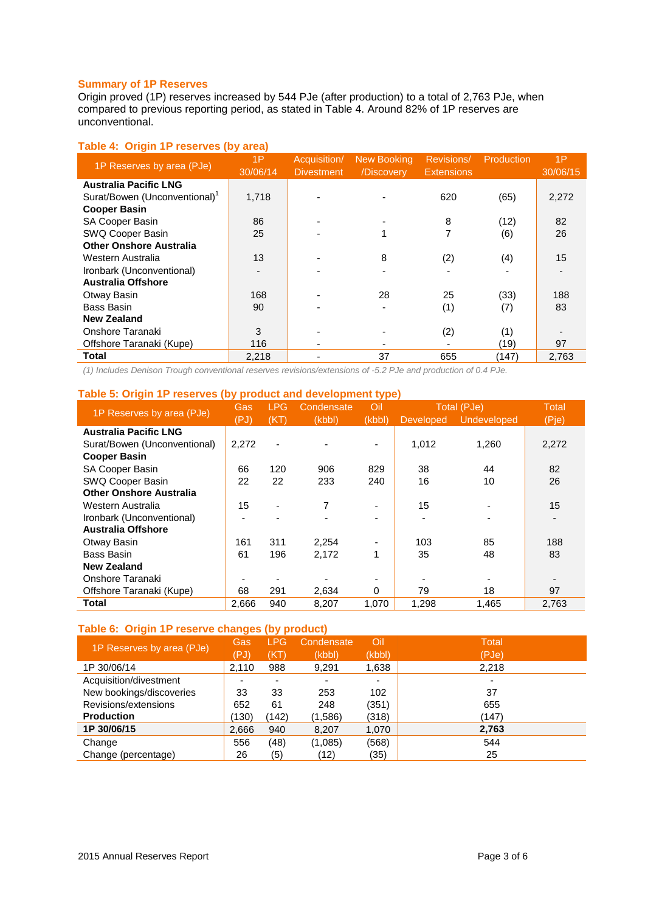## Summary of 1P Reserves

Origin proved (1P) reserves increased by 544 PJe (after production) to a total of 2,763 PJe, when compared to previous reporting period, as stated in Table 4. Around 82% of 1P reserves are unconventional.

### Table 4: Origin 1P reserves (by area)

| 1P Reserves by area (PJe) | 1P 30/06/14 | Acquisition/ Divestment | New Booking /Discovery | Revisions/ Extensions | Production | 1P 30/06/15 |
|---|---|---|---|---|---|---|
| **Australia Pacific LNG** | | | | | | |
| Surat/Bowen (Unconventional)[1] | 1,718 | - | - | 620 | (65) | 2,272 |
| **Cooper Basin** | | | | | | |
| SA Cooper Basin | 86 | - | - | 8 | (12) | 82 |
| SWQ Cooper Basin | 25 | - | 1 | 7 | (6) | 26 |
| **Other Onshore Australia** | | | | | | |
| Western Australia | 13 | - | 8 | (2) | (4) | 15 |
| Ironbark (Unconventional) | - | - | - | - | - | - |
| **Australia Offshore** | | | | | | |
| Otway Basin | 168 | - | 28 | 25 | (33) | 188 |
| Bass Basin | 90 | - | - | (1) | (7) | 83 |
| **New Zealand** | | | | | | |
| Onshore Taranaki | 3 | - | - | (2) | (1) | - |
| Offshore Taranaki (Kupe) | 116 | - | - | - | (19) | 97 |
| **Total** | 2,218 | - | 37 | 655 | (147) | 2,763 |

*(1) Includes Denison Trough conventional reserves revisions/extensions of -5.2 PJe and production of 0.4 PJe.*

### Table 5: Origin 1P reserves (by product and development type)

| 1P Reserves by area (PJe) | Gas (PJ) | LPG (KT) | Condensate (kbbl) | Oil (kbbl) | Total (PJe) Developed | Total (PJe) Undeveloped | Total (Pje) |
|---|---|---|---|---|---|---|---|
| **Australia Pacific LNG** | | | | | | | |
| Surat/Bowen (Unconventional) | 2,272 | - | - | - | 1,012 | 1,260 | 2,272 |
| **Cooper Basin** | | | | | | | |
| SA Cooper Basin | 66 | 120 | 906 | 829 | 38 | 44 | 82 |
| SWQ Cooper Basin | 22 | 22 | 233 | 240 | 16 | 10 | 26 |
| **Other Onshore Australia** | | | | | | | |
| Western Australia | 15 | - | 7 | - | 15 | - | 15 |
| Ironbark (Unconventional) | - | - | - | - | - | - | - |
| **Australia Offshore** | | | | | | | |
| Otway Basin | 161 | 311 | 2,254 | - | 103 | 85 | 188 |
| Bass Basin | 61 | 196 | 2,172 | 1 | 35 | 48 | 83 |
| **New Zealand** | | | | | | | |
| Onshore Taranaki | - | - | - | - | - | - | - |
| Offshore Taranaki (Kupe) | 68 | 291 | 2,634 | 0 | 79 | 18 | 97 |
| **Total** | 2,666 | 940 | 8,207 | 1,070 | 1,298 | 1,465 | 2,763 |

### Table 6: Origin 1P reserve changes (by product)

| 1P Reserves by area (PJe) | Gas (PJ) | LPG (KT) | Condensate (kbbl) | Oil (kbbl) | Total (PJe) |
|---|---|---|---|---|---|
| 1P 30/06/14 | 2,110 | 988 | 9,291 | 1,638 | 2,218 |
| Acquisition/divestment | - | - | - | - | - |
| New bookings/discoveries | 33 | 33 | 253 | 102 | 37 |
| Revisions/extensions | 652 | 61 | 248 | (351) | 655 |
| **Production** | (130) | (142) | (1,586) | (318) | (147) |
| **1P 30/06/15** | 2,666 | 940 | 8,207 | 1,070 | **2,763** |
| Change | 556 | (48) | (1,085) | (568) | 544 |
| Change (percentage) | 26 | (5) | (12) | (35) | 25 |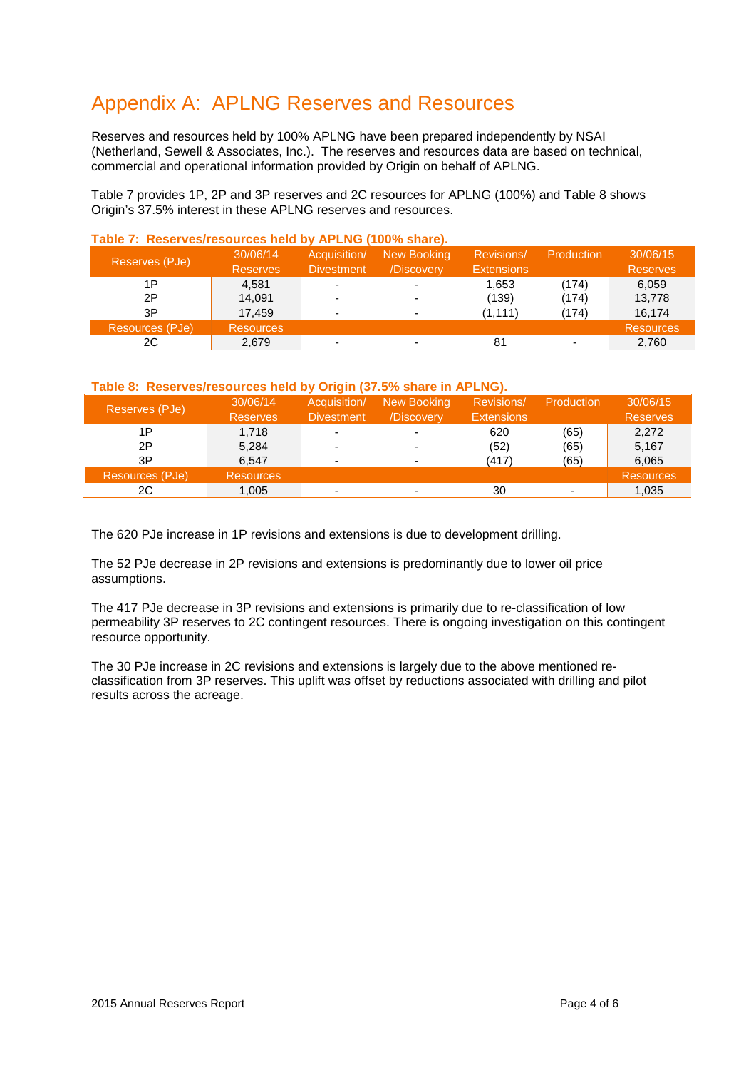# Appendix A: APLNG Reserves and Resources

Reserves and resources held by 100% APLNG have been prepared independently by NSAI (Netherland, Sewell & Associates, Inc.). The reserves and resources data are based on technical, commercial and operational information provided by Origin on behalf of APLNG.

Table 7 provides 1P, 2P and 3P reserves and 2C resources for APLNG (100%) and Table 8 shows Origin's 37.5% interest in these APLNG reserves and resources.

**Table 7: Reserves/resources held by APLNG (100% share).**

| Reserves (PJe) | 30/06/14 Reserves | Acquisition/ Divestment | New Booking /Discovery | Revisions/ Extensions | Production | 30/06/15 Reserves |
|---|---|---|---|---|---|---|
| 1P | 4,581 | - | - | 1,653 | (174) | 6,059 |
| 2P | 14,091 | - | - | (139) | (174) | 13,778 |
| 3P | 17,459 | - | - | (1,111) | (174) | 16,174 |
| **Resources (PJe)** | **Resources** | | | | | **Resources** |
| 2C | 2,679 | - | - | 81 | - | 2,760 |

**Table 8: Reserves/resources held by Origin (37.5% share in APLNG).**

| Reserves (PJe) | 30/06/14 Reserves | Acquisition/ Divestment | New Booking /Discovery | Revisions/ Extensions | Production | 30/06/15 Reserves |
|---|---|---|---|---|---|---|
| 1P | 1,718 | - | - | 620 | (65) | 2,272 |
| 2P | 5,284 | - | - | (52) | (65) | 5,167 |
| 3P | 6,547 | - | - | (417) | (65) | 6,065 |
| **Resources (PJe)** | **Resources** | | | | | **Resources** |
| 2C | 1,005 | - | - | 30 | - | 1,035 |

The 620 PJe increase in 1P revisions and extensions is due to development drilling.

The 52 PJe decrease in 2P revisions and extensions is predominantly due to lower oil price assumptions.

The 417 PJe decrease in 3P revisions and extensions is primarily due to re-classification of low permeability 3P reserves to 2C contingent resources. There is ongoing investigation on this contingent resource opportunity.

The 30 PJe increase in 2C revisions and extensions is largely due to the above mentioned re-classification from 3P reserves. This uplift was offset by reductions associated with drilling and pilot results across the acreage.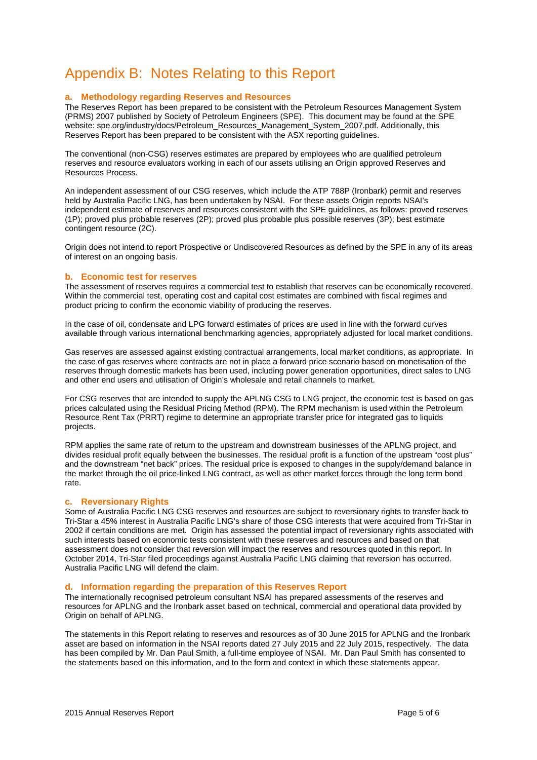# Appendix B: Notes Relating to this Report

## a. Methodology regarding Reserves and Resources

The Reserves Report has been prepared to be consistent with the Petroleum Resources Management System (PRMS) 2007 published by Society of Petroleum Engineers (SPE). This document may be found at the SPE website: spe.org/industry/docs/Petroleum_Resources_Management_System_2007.pdf. Additionally, this Reserves Report has been prepared to be consistent with the ASX reporting guidelines.

The conventional (non-CSG) reserves estimates are prepared by employees who are qualified petroleum reserves and resource evaluators working in each of our assets utilising an Origin approved Reserves and Resources Process.

An independent assessment of our CSG reserves, which include the ATP 788P (Ironbark) permit and reserves held by Australia Pacific LNG, has been undertaken by NSAI. For these assets Origin reports NSAI's independent estimate of reserves and resources consistent with the SPE guidelines, as follows: proved reserves (1P); proved plus probable reserves (2P); proved plus probable plus possible reserves (3P); best estimate contingent resource (2C).

Origin does not intend to report Prospective or Undiscovered Resources as defined by the SPE in any of its areas of interest on an ongoing basis.

## b. Economic test for reserves

The assessment of reserves requires a commercial test to establish that reserves can be economically recovered. Within the commercial test, operating cost and capital cost estimates are combined with fiscal regimes and product pricing to confirm the economic viability of producing the reserves.

In the case of oil, condensate and LPG forward estimates of prices are used in line with the forward curves available through various international benchmarking agencies, appropriately adjusted for local market conditions.

Gas reserves are assessed against existing contractual arrangements, local market conditions, as appropriate. In the case of gas reserves where contracts are not in place a forward price scenario based on monetisation of the reserves through domestic markets has been used, including power generation opportunities, direct sales to LNG and other end users and utilisation of Origin's wholesale and retail channels to market.

For CSG reserves that are intended to supply the APLNG CSG to LNG project, the economic test is based on gas prices calculated using the Residual Pricing Method (RPM). The RPM mechanism is used within the Petroleum Resource Rent Tax (PRRT) regime to determine an appropriate transfer price for integrated gas to liquids projects.

RPM applies the same rate of return to the upstream and downstream businesses of the APLNG project, and divides residual profit equally between the businesses. The residual profit is a function of the upstream "cost plus" and the downstream "net back" prices. The residual price is exposed to changes in the supply/demand balance in the market through the oil price-linked LNG contract, as well as other market forces through the long term bond rate.

## c. Reversionary Rights

Some of Australia Pacific LNG CSG reserves and resources are subject to reversionary rights to transfer back to Tri-Star a 45% interest in Australia Pacific LNG's share of those CSG interests that were acquired from Tri-Star in 2002 if certain conditions are met. Origin has assessed the potential impact of reversionary rights associated with such interests based on economic tests consistent with these reserves and resources and based on that assessment does not consider that reversion will impact the reserves and resources quoted in this report. In October 2014, Tri-Star filed proceedings against Australia Pacific LNG claiming that reversion has occurred. Australia Pacific LNG will defend the claim.

## d. Information regarding the preparation of this Reserves Report

The internationally recognised petroleum consultant NSAI has prepared assessments of the reserves and resources for APLNG and the Ironbark asset based on technical, commercial and operational data provided by Origin on behalf of APLNG.

The statements in this Report relating to reserves and resources as of 30 June 2015 for APLNG and the Ironbark asset are based on information in the NSAI reports dated 27 July 2015 and 22 July 2015, respectively. The data has been compiled by Mr. Dan Paul Smith, a full-time employee of NSAI. Mr. Dan Paul Smith has consented to the statements based on this information, and to the form and context in which these statements appear.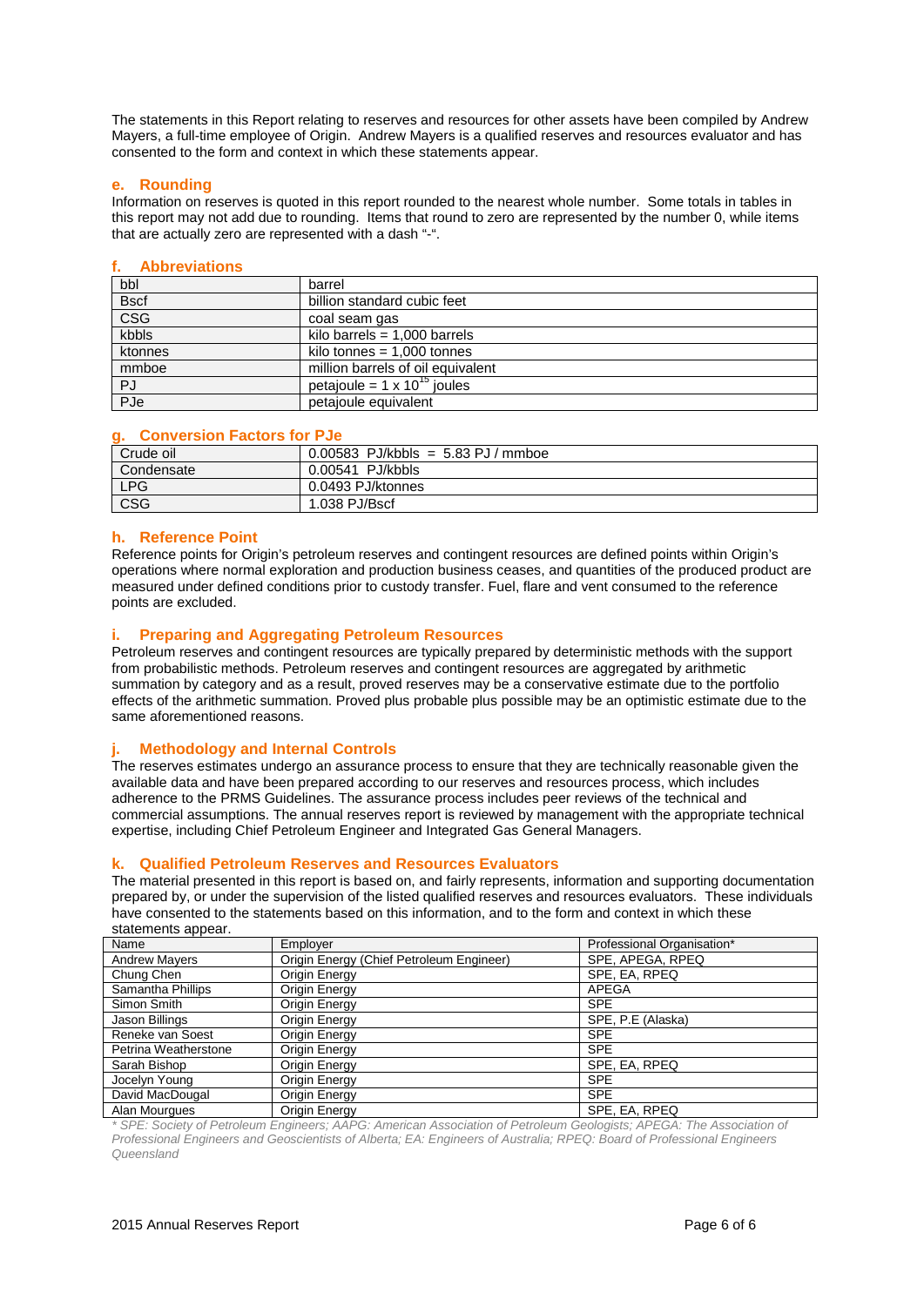The statements in this Report relating to reserves and resources for other assets have been compiled by Andrew Mayers, a full-time employee of Origin. Andrew Mayers is a qualified reserves and resources evaluator and has consented to the form and context in which these statements appear.

### e. Rounding

Information on reserves is quoted in this report rounded to the nearest whole number. Some totals in tables in this report may not add due to rounding. Items that round to zero are represented by the number 0, while items that are actually zero are represented with a dash "-".

### f. Abbreviations

| | |
|---|---|
| bbl | barrel |
| Bscf | billion standard cubic feet |
| CSG | coal seam gas |
| kbbls | kilo barrels = 1,000 barrels |
| ktonnes | kilo tonnes = 1,000 tonnes |
| mmboe | million barrels of oil equivalent |
| PJ | petajoule = $1 \times 10^{15}$ joules |
| PJe | petajoule equivalent |

### g. Conversion Factors for PJe

| | |
|---|---|
| Crude oil | 0.00583 PJ/kbbls = 5.83 PJ / mmboe |
| Condensate | 0.00541 PJ/kbbls |
| LPG | 0.0493 PJ/ktonnes |
| CSG | 1.038 PJ/Bscf |

### h. Reference Point

Reference points for Origin's petroleum reserves and contingent resources are defined points within Origin's operations where normal exploration and production business ceases, and quantities of the produced product are measured under defined conditions prior to custody transfer. Fuel, flare and vent consumed to the reference points are excluded.

### i. Preparing and Aggregating Petroleum Resources

Petroleum reserves and contingent resources are typically prepared by deterministic methods with the support from probabilistic methods. Petroleum reserves and contingent resources are aggregated by arithmetic summation by category and as a result, proved reserves may be a conservative estimate due to the portfolio effects of the arithmetic summation. Proved plus probable plus possible may be an optimistic estimate due to the same aforementioned reasons.

### j. Methodology and Internal Controls

The reserves estimates undergo an assurance process to ensure that they are technically reasonable given the available data and have been prepared according to our reserves and resources process, which includes adherence to the PRMS Guidelines. The assurance process includes peer reviews of the technical and commercial assumptions. The annual reserves report is reviewed by management with the appropriate technical expertise, including Chief Petroleum Engineer and Integrated Gas General Managers.

### k. Qualified Petroleum Reserves and Resources Evaluators

The material presented in this report is based on, and fairly represents, information and supporting documentation prepared by, or under the supervision of the listed qualified reserves and resources evaluators. These individuals have consented to the statements based on this information, and to the form and context in which these statements appear.

| Name | Employer | Professional Organisation* |
|---|---|---|
| Andrew Mayers | Origin Energy (Chief Petroleum Engineer) | SPE, APEGA, RPEQ |
| Chung Chen | Origin Energy | SPE, EA, RPEQ |
| Samantha Phillips | Origin Energy | APEGA |
| Simon Smith | Origin Energy | SPE |
| Jason Billings | Origin Energy | SPE, P.E (Alaska) |
| Reneke van Soest | Origin Energy | SPE |
| Petrina Weatherstone | Origin Energy | SPE |
| Sarah Bishop | Origin Energy | SPE, EA, RPEQ |
| Jocelyn Young | Origin Energy | SPE |
| David MacDougal | Origin Energy | SPE |
| Alan Mourgues | Origin Energy | SPE, EA, RPEQ |

*\* SPE: Society of Petroleum Engineers; AAPG: American Association of Petroleum Geologists; APEGA: The Association of Professional Engineers and Geoscientists of Alberta; EA: Engineers of Australia; RPEQ: Board of Professional Engineers Queensland*